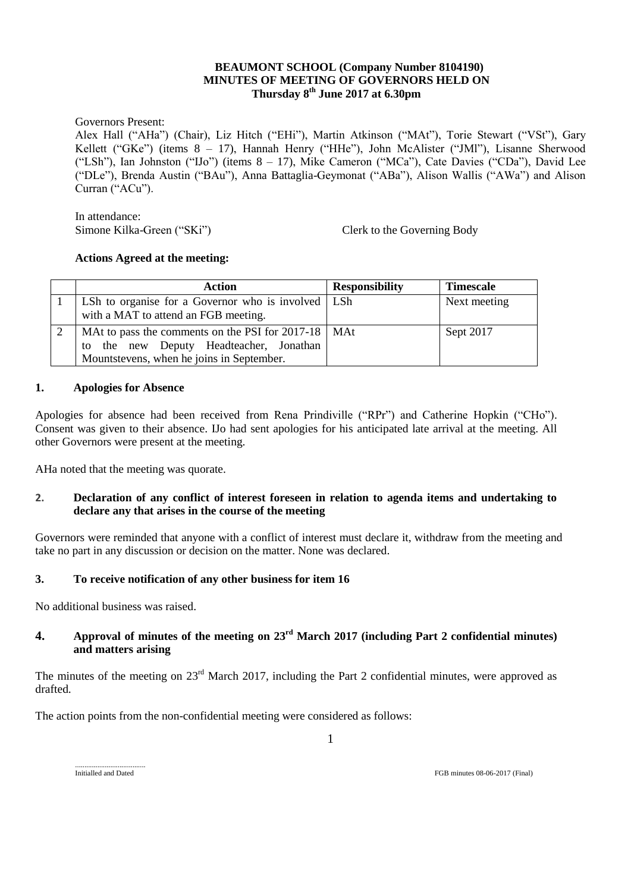**BEAUMONT SCHOOL (Company Number 8104190)**
**MINUTES OF MEETING OF GOVERNORS HELD ON**
**Thursday 8th June 2017 at 6.30pm**

Governors Present:
Alex Hall ("AHa") (Chair), Liz Hitch ("EHi"), Martin Atkinson ("MAt"), Torie Stewart ("VSt"), Gary Kellett ("GKe") (items 8 – 17), Hannah Henry ("HHe"), John McAlister ("JMl"), Lisanne Sherwood ("LSh"), Ian Johnston ("IJo") (items 8 – 17), Mike Cameron ("MCa"), Cate Davies ("CDa"), David Lee ("DLe"), Brenda Austin ("BAu"), Anna Battaglia-Geymonat ("ABa"), Alison Wallis ("AWa") and Alison Curran ("ACu").

In attendance:
Simone Kilka-Green ("SKi") Clerk to the Governing Body

**Actions Agreed at the meeting:**

| | Action | Responsibility | Timescale |
|---|---|---|---|
| 1 | LSh to organise for a Governor who is involved with a MAT to attend an FGB meeting. | LSh | Next meeting |
| 2 | MAt to pass the comments on the PSI for 2017-18 to the new Deputy Headteacher, Jonathan Mountstevens, when he joins in September. | MAt | Sept 2017 |

## 1. Apologies for Absence

Apologies for absence had been received from Rena Prindiville ("RPr") and Catherine Hopkin ("CHo"). Consent was given to their absence. IJo had sent apologies for his anticipated late arrival at the meeting. All other Governors were present at the meeting.

AHa noted that the meeting was quorate.

## 2. Declaration of any conflict of interest foreseen in relation to agenda items and undertaking to declare any that arises in the course of the meeting

Governors were reminded that anyone with a conflict of interest must declare it, withdraw from the meeting and take no part in any discussion or decision on the matter. None was declared.

## 3. To receive notification of any other business for item 16

No additional business was raised.

## 4. Approval of minutes of the meeting on 23rd March 2017 (including Part 2 confidential minutes) and matters arising

The minutes of the meeting on 23rd March 2017, including the Part 2 confidential minutes, were approved as drafted.

The action points from the non-confidential meeting were considered as follows: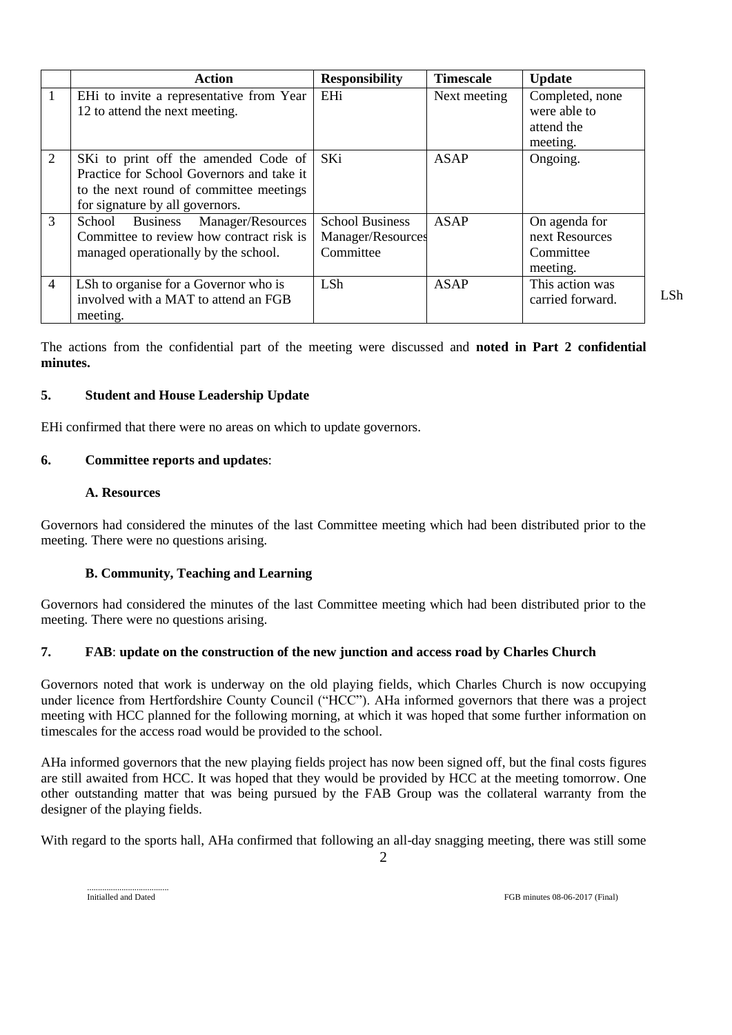| | Action | Responsibility | Timescale | Update |
|---|---|---|---|---|
| 1 | EHi to invite a representative from Year 12 to attend the next meeting. | EHi | Next meeting | Completed, none were able to attend the meeting. |
| 2 | SKi to print off the amended Code of Practice for School Governors and take it to the next round of committee meetings for signature by all governors. | SKi | ASAP | Ongoing. |
| 3 | School Business Manager/Resources Committee to review how contract risk is managed operationally by the school. | School Business Manager/Resources Committee | ASAP | On agenda for next Resources Committee meeting. |
| 4 | LSh to organise for a Governor who is involved with a MAT to attend an FGB meeting. | LSh | ASAP | This action was carried forward. |

LSh

The actions from the confidential part of the meeting were discussed and **noted in Part 2 confidential minutes.**

### 5. Student and House Leadership Update

EHi confirmed that there were no areas on which to update governors.

### 6. Committee reports and updates:

#### A. Resources

Governors had considered the minutes of the last Committee meeting which had been distributed prior to the meeting. There were no questions arising.

#### B. Community, Teaching and Learning

Governors had considered the minutes of the last Committee meeting which had been distributed prior to the meeting. There were no questions arising.

### 7. FAB: update on the construction of the new junction and access road by Charles Church

Governors noted that work is underway on the old playing fields, which Charles Church is now occupying under licence from Hertfordshire County Council ("HCC"). AHa informed governors that there was a project meeting with HCC planned for the following morning, at which it was hoped that some further information on timescales for the access road would be provided to the school.

AHa informed governors that the new playing fields project has now been signed off, but the final costs figures are still awaited from HCC. It was hoped that they would be provided by HCC at the meeting tomorrow. One other outstanding matter that was being pursued by the FAB Group was the collateral warranty from the designer of the playing fields.

With regard to the sports hall, AHa confirmed that following an all-day snagging meeting, there was still some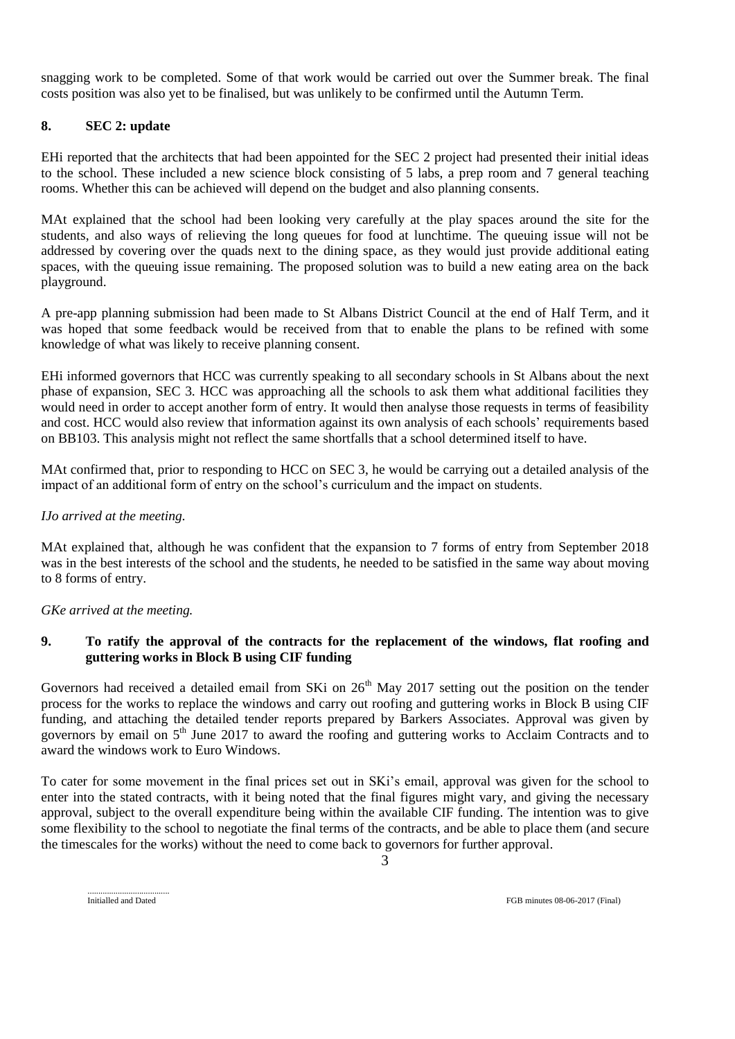snagging work to be completed. Some of that work would be carried out over the Summer break. The final costs position was also yet to be finalised, but was unlikely to be confirmed until the Autumn Term.

## 8. SEC 2: update

EHi reported that the architects that had been appointed for the SEC 2 project had presented their initial ideas to the school. These included a new science block consisting of 5 labs, a prep room and 7 general teaching rooms. Whether this can be achieved will depend on the budget and also planning consents.

MAt explained that the school had been looking very carefully at the play spaces around the site for the students, and also ways of relieving the long queues for food at lunchtime. The queuing issue will not be addressed by covering over the quads next to the dining space, as they would just provide additional eating spaces, with the queuing issue remaining. The proposed solution was to build a new eating area on the back playground.

A pre-app planning submission had been made to St Albans District Council at the end of Half Term, and it was hoped that some feedback would be received from that to enable the plans to be refined with some knowledge of what was likely to receive planning consent.

EHi informed governors that HCC was currently speaking to all secondary schools in St Albans about the next phase of expansion, SEC 3. HCC was approaching all the schools to ask them what additional facilities they would need in order to accept another form of entry. It would then analyse those requests in terms of feasibility and cost. HCC would also review that information against its own analysis of each schools' requirements based on BB103. This analysis might not reflect the same shortfalls that a school determined itself to have.

MAt confirmed that, prior to responding to HCC on SEC 3, he would be carrying out a detailed analysis of the impact of an additional form of entry on the school's curriculum and the impact on students.

*IJo arrived at the meeting.*

MAt explained that, although he was confident that the expansion to 7 forms of entry from September 2018 was in the best interests of the school and the students, he needed to be satisfied in the same way about moving to 8 forms of entry.

*GKe arrived at the meeting.*

## 9. To ratify the approval of the contracts for the replacement of the windows, flat roofing and guttering works in Block B using CIF funding

Governors had received a detailed email from SKi on 26th May 2017 setting out the position on the tender process for the works to replace the windows and carry out roofing and guttering works in Block B using CIF funding, and attaching the detailed tender reports prepared by Barkers Associates. Approval was given by governors by email on 5th June 2017 to award the roofing and guttering works to Acclaim Contracts and to award the windows work to Euro Windows.

To cater for some movement in the final prices set out in SKi's email, approval was given for the school to enter into the stated contracts, with it being noted that the final figures might vary, and giving the necessary approval, subject to the overall expenditure being within the available CIF funding. The intention was to give some flexibility to the school to negotiate the final terms of the contracts, and be able to place them (and secure the timescales for the works) without the need to come back to governors for further approval.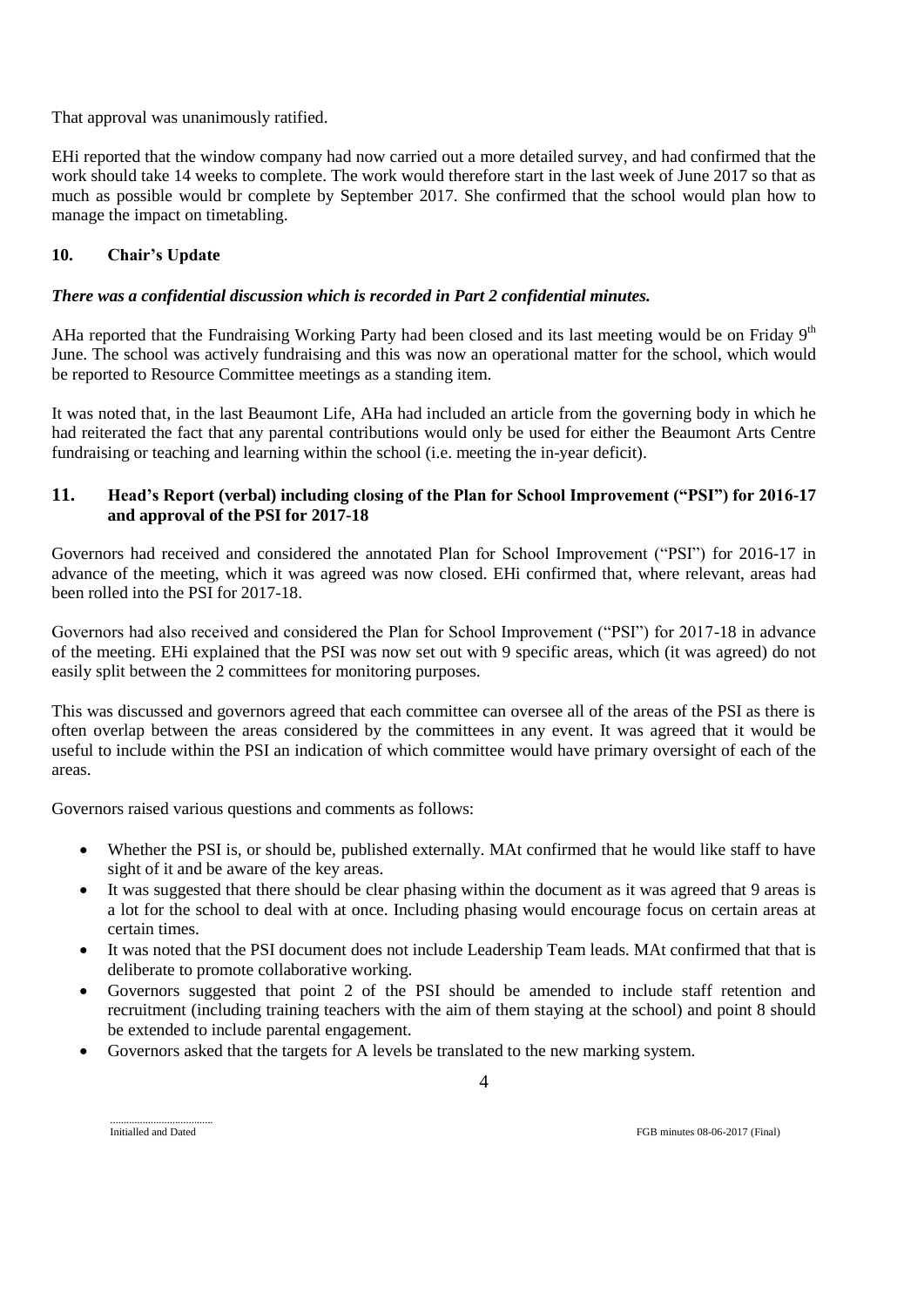That approval was unanimously ratified.

EHi reported that the window company had now carried out a more detailed survey, and had confirmed that the work should take 14 weeks to complete. The work would therefore start in the last week of June 2017 so that as much as possible would br complete by September 2017. She confirmed that the school would plan how to manage the impact on timetabling.

### 10. Chair's Update

***There was a confidential discussion which is recorded in Part 2 confidential minutes.***

AHa reported that the Fundraising Working Party had been closed and its last meeting would be on Friday 9th June. The school was actively fundraising and this was now an operational matter for the school, which would be reported to Resource Committee meetings as a standing item.

It was noted that, in the last Beaumont Life, AHa had included an article from the governing body in which he had reiterated the fact that any parental contributions would only be used for either the Beaumont Arts Centre fundraising or teaching and learning within the school (i.e. meeting the in-year deficit).

### 11. Head's Report (verbal) including closing of the Plan for School Improvement ("PSI") for 2016-17 and approval of the PSI for 2017-18

Governors had received and considered the annotated Plan for School Improvement ("PSI") for 2016-17 in advance of the meeting, which it was agreed was now closed. EHi confirmed that, where relevant, areas had been rolled into the PSI for 2017-18.

Governors had also received and considered the Plan for School Improvement ("PSI") for 2017-18 in advance of the meeting. EHi explained that the PSI was now set out with 9 specific areas, which (it was agreed) do not easily split between the 2 committees for monitoring purposes.

This was discussed and governors agreed that each committee can oversee all of the areas of the PSI as there is often overlap between the areas considered by the committees in any event. It was agreed that it would be useful to include within the PSI an indication of which committee would have primary oversight of each of the areas.

Governors raised various questions and comments as follows:

- Whether the PSI is, or should be, published externally. MAt confirmed that he would like staff to have sight of it and be aware of the key areas.
- It was suggested that there should be clear phasing within the document as it was agreed that 9 areas is a lot for the school to deal with at once. Including phasing would encourage focus on certain areas at certain times.
- It was noted that the PSI document does not include Leadership Team leads. MAt confirmed that that is deliberate to promote collaborative working.
- Governors suggested that point 2 of the PSI should be amended to include staff retention and recruitment (including training teachers with the aim of them staying at the school) and point 8 should be extended to include parental engagement.
- Governors asked that the targets for A levels be translated to the new marking system.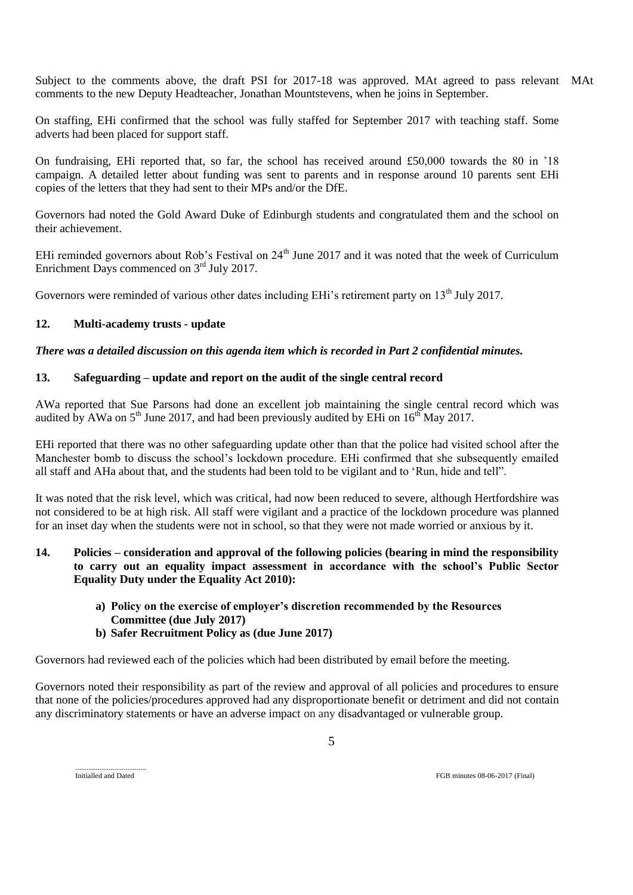Subject to the comments above, the draft PSI for 2017-18 was approved. MAt agreed to pass relevant comments to the new Deputy Headteacher, Jonathan Mountstevens, when he joins in September. MAt

On staffing, EHi confirmed that the school was fully staffed for September 2017 with teaching staff. Some adverts had been placed for support staff.

On fundraising, EHi reported that, so far, the school has received around £50,000 towards the 80 in '18 campaign. A detailed letter about funding was sent to parents and in response around 10 parents sent EHi copies of the letters that they had sent to their MPs and/or the DfE.

Governors had noted the Gold Award Duke of Edinburgh students and congratulated them and the school on their achievement.

EHi reminded governors about Rob's Festival on 24th June 2017 and it was noted that the week of Curriculum Enrichment Days commenced on 3rd July 2017.

Governors were reminded of various other dates including EHi's retirement party on 13th July 2017.

## 12. Multi-academy trusts - update

***There was a detailed discussion on this agenda item which is recorded in Part 2 confidential minutes.***

## 13. Safeguarding – update and report on the audit of the single central record

AWa reported that Sue Parsons had done an excellent job maintaining the single central record which was audited by AWa on 5th June 2017, and had been previously audited by EHi on 16th May 2017.

EHi reported that there was no other safeguarding update other than that the police had visited school after the Manchester bomb to discuss the school's lockdown procedure. EHi confirmed that she subsequently emailed all staff and AHa about that, and the students had been told to be vigilant and to 'Run, hide and tell".

It was noted that the risk level, which was critical, had now been reduced to severe, although Hertfordshire was not considered to be at high risk. All staff were vigilant and a practice of the lockdown procedure was planned for an inset day when the students were not in school, so that they were not made worried or anxious by it.

## 14. Policies – consideration and approval of the following policies (bearing in mind the responsibility to carry out an equality impact assessment in accordance with the school's Public Sector Equality Duty under the Equality Act 2010):

- **a) Policy on the exercise of employer's discretion recommended by the Resources Committee (due July 2017)**
- **b) Safer Recruitment Policy as (due June 2017)**

Governors had reviewed each of the policies which had been distributed by email before the meeting.

Governors noted their responsibility as part of the review and approval of all policies and procedures to ensure that none of the policies/procedures approved had any disproportionate benefit or detriment and did not contain any discriminatory statements or have an adverse impact on any disadvantaged or vulnerable group.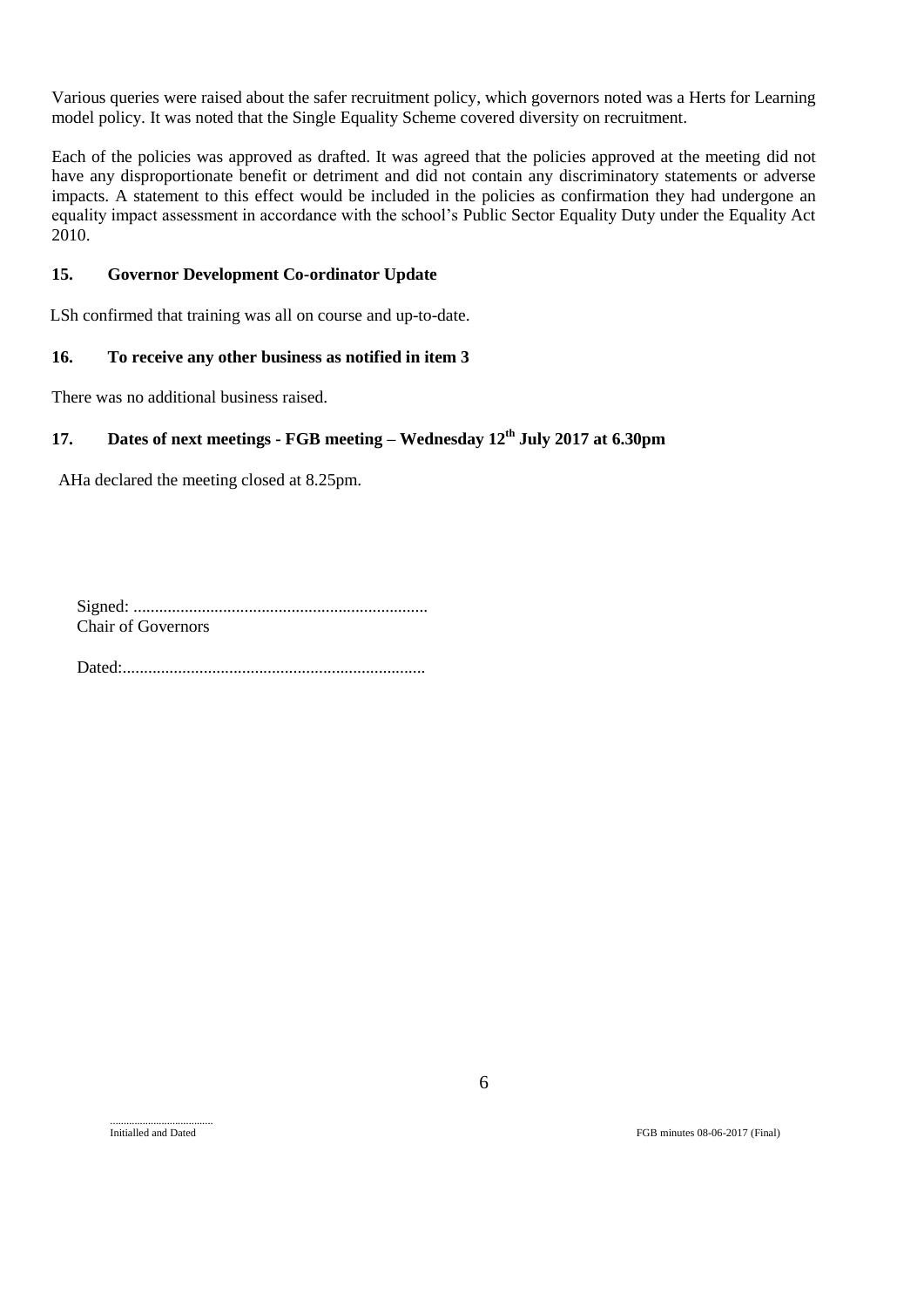Various queries were raised about the safer recruitment policy, which governors noted was a Herts for Learning model policy. It was noted that the Single Equality Scheme covered diversity on recruitment.

Each of the policies was approved as drafted. It was agreed that the policies approved at the meeting did not have any disproportionate benefit or detriment and did not contain any discriminatory statements or adverse impacts. A statement to this effect would be included in the policies as confirmation they had undergone an equality impact assessment in accordance with the school's Public Sector Equality Duty under the Equality Act 2010.

**15. Governor Development Co-ordinator Update**

LSh confirmed that training was all on course and up-to-date.

**16. To receive any other business as notified in item 3**

There was no additional business raised.

**17. Dates of next meetings - FGB meeting – Wednesday 12th July 2017 at 6.30pm**

AHa declared the meeting closed at 8.25pm.

Signed: .....................................................................
Chair of Governors

Dated:.......................................................................